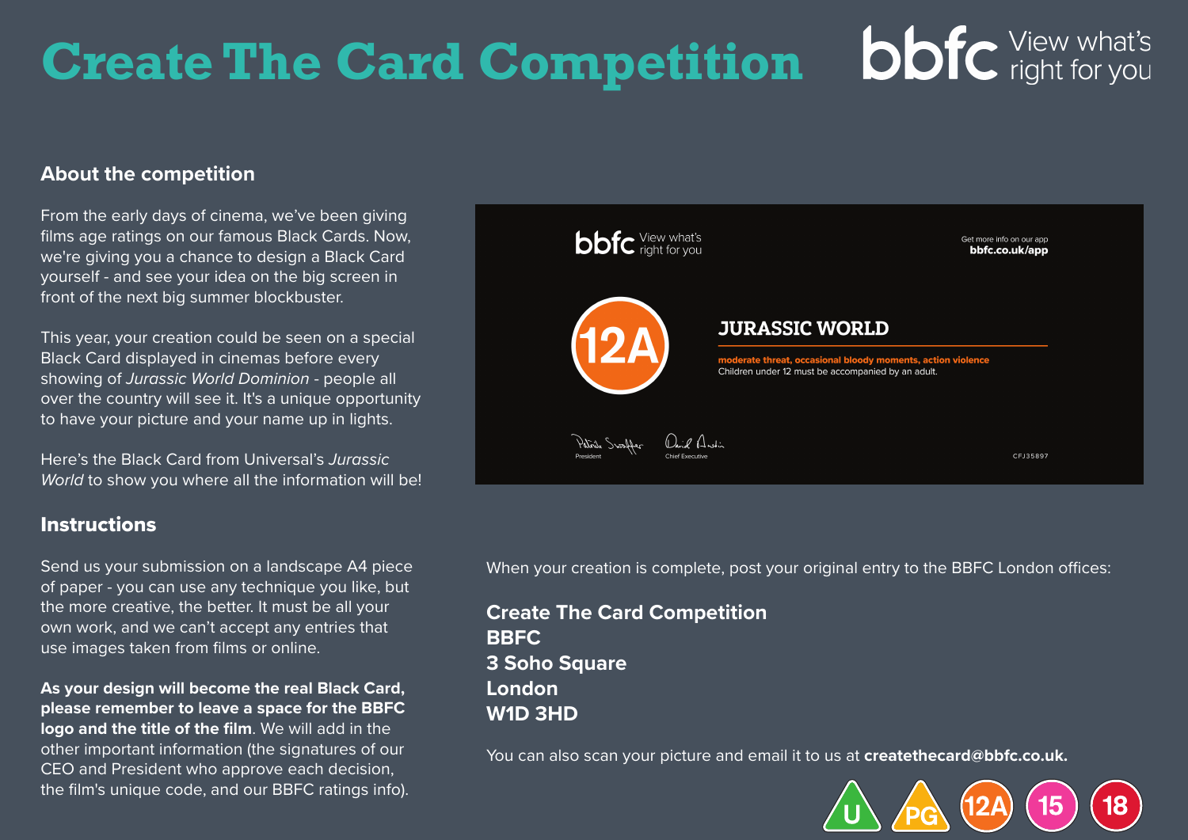# Create The Card Competition

bbfc View what's right for you

## About the competition

From the early days of cinema, we've been giving films age ratings on our famous Black Cards. Now, we're giving you a chance to design a Black Card yourself - and see your idea on the big screen in front of the next big summer blockbuster.

This year, your creation could be seen on a special Black Card displayed in cinemas before every showing of *Jurassic World Dominion* - people all over the country will see it. It's a unique opportunity to have your picture and your name up in lights.

Here's the Black Card from Universal's *Jurassic World* to show you where all the information will be!

bbfc View what's right for you

Get more info on our app
**bbfc.co.uk/app**

12A

**JURASSIC WORLD**

**moderate threat, occasional bloody moments, action violence**
Children under 12 must be accompanied by an adult.

President

Chief Executive

CFJ35897

## Instructions

Send us your submission on a landscape A4 piece of paper - you can use any technique you like, but the more creative, the better. It must be all your own work, and we can't accept any entries that use images taken from films or online.

**As your design will become the real Black Card, please remember to leave a space for the BBFC logo and the title of the film**. We will add in the other important information (the signatures of our CEO and President who approve each decision, the film's unique code, and our BBFC ratings info).

When your creation is complete, post your original entry to the BBFC London offices:

**Create The Card Competition**
**BBFC**
**3 Soho Square**
**London**
**W1D 3HD**

You can also scan your picture and email it to us at **createthecard@bbfc.co.uk.**

U PG 12A 15 18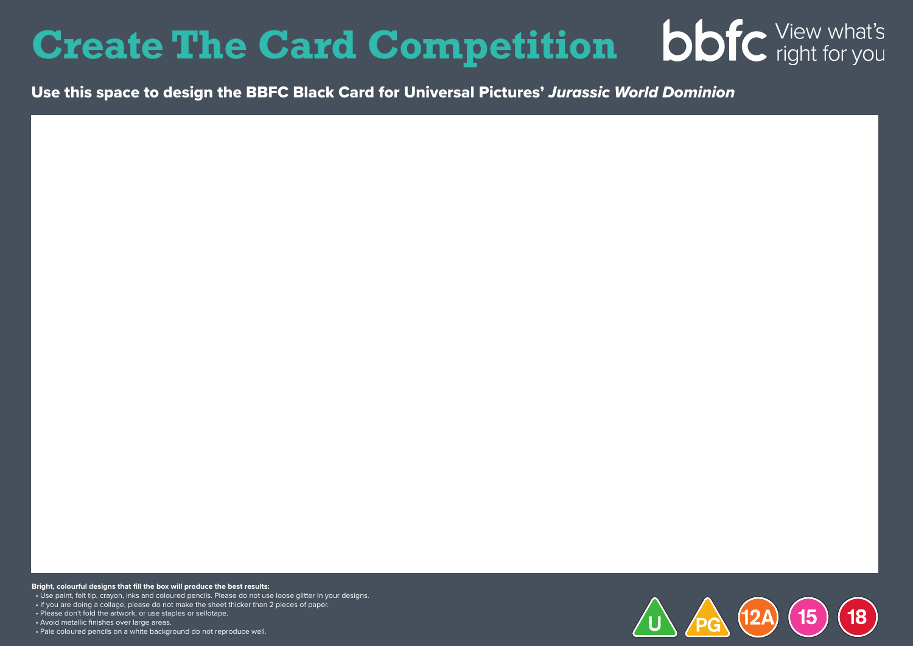# Create The Card Competition

bbfc View what's right for you

## Use this space to design the BBFC Black Card for Universal Pictures' *Jurassic World Dominion*

**Bright, colourful designs that fill the box will produce the best results:**

- Use paint, felt tip, crayon, inks and coloured pencils. Please do not use loose glitter in your designs.
- If you are doing a collage, please do not make the sheet thicker than 2 pieces of paper.
- Please don't fold the artwork, or use staples or sellotape.
- Avoid metallic finishes over large areas.
- Pale coloured pencils on a white background do not reproduce well.

U PG 12A 15 18